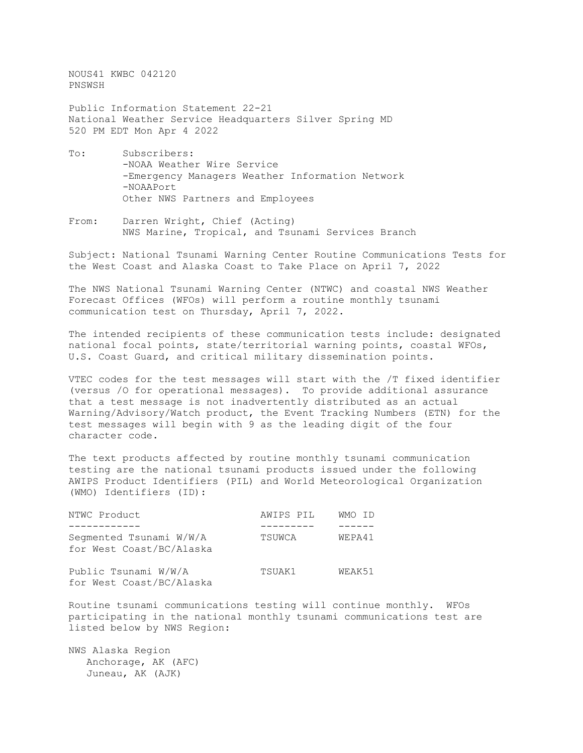NOUS41 KWBC 042120
PNSWSH

Public Information Statement 22-21
National Weather Service Headquarters Silver Spring MD
520 PM EDT Mon Apr 4 2022

To: Subscribers:
-NOAA Weather Wire Service
-Emergency Managers Weather Information Network
-NOAAPort
Other NWS Partners and Employees

From: Darren Wright, Chief (Acting)
NWS Marine, Tropical, and Tsunami Services Branch

Subject: National Tsunami Warning Center Routine Communications Tests for the West Coast and Alaska Coast to Take Place on April 7, 2022

The NWS National Tsunami Warning Center (NTWC) and coastal NWS Weather Forecast Offices (WFOs) will perform a routine monthly tsunami communication test on Thursday, April 7, 2022.

The intended recipients of these communication tests include: designated national focal points, state/territorial warning points, coastal WFOs, U.S. Coast Guard, and critical military dissemination points.

VTEC codes for the test messages will start with the /T fixed identifier (versus /O for operational messages). To provide additional assurance that a test message is not inadvertently distributed as an actual Warning/Advisory/Watch product, the Event Tracking Numbers (ETN) for the test messages will begin with 9 as the leading digit of the four character code.

The text products affected by routine monthly tsunami communication testing are the national tsunami products issued under the following AWIPS Product Identifiers (PIL) and World Meteorological Organization (WMO) Identifiers (ID):

| NTWC Product | AWIPS PIL | WMO ID |
|---|---|---|
| Segmented Tsunami W/W/A for West Coast/BC/Alaska | TSUWCA | WEPA41 |
| Public Tsunami W/W/A for West Coast/BC/Alaska | TSUAK1 | WEAK51 |

Routine tsunami communications testing will continue monthly. WFOs participating in the national monthly tsunami communications test are listed below by NWS Region:

NWS Alaska Region
Anchorage, AK (AFC)
Juneau, AK (AJK)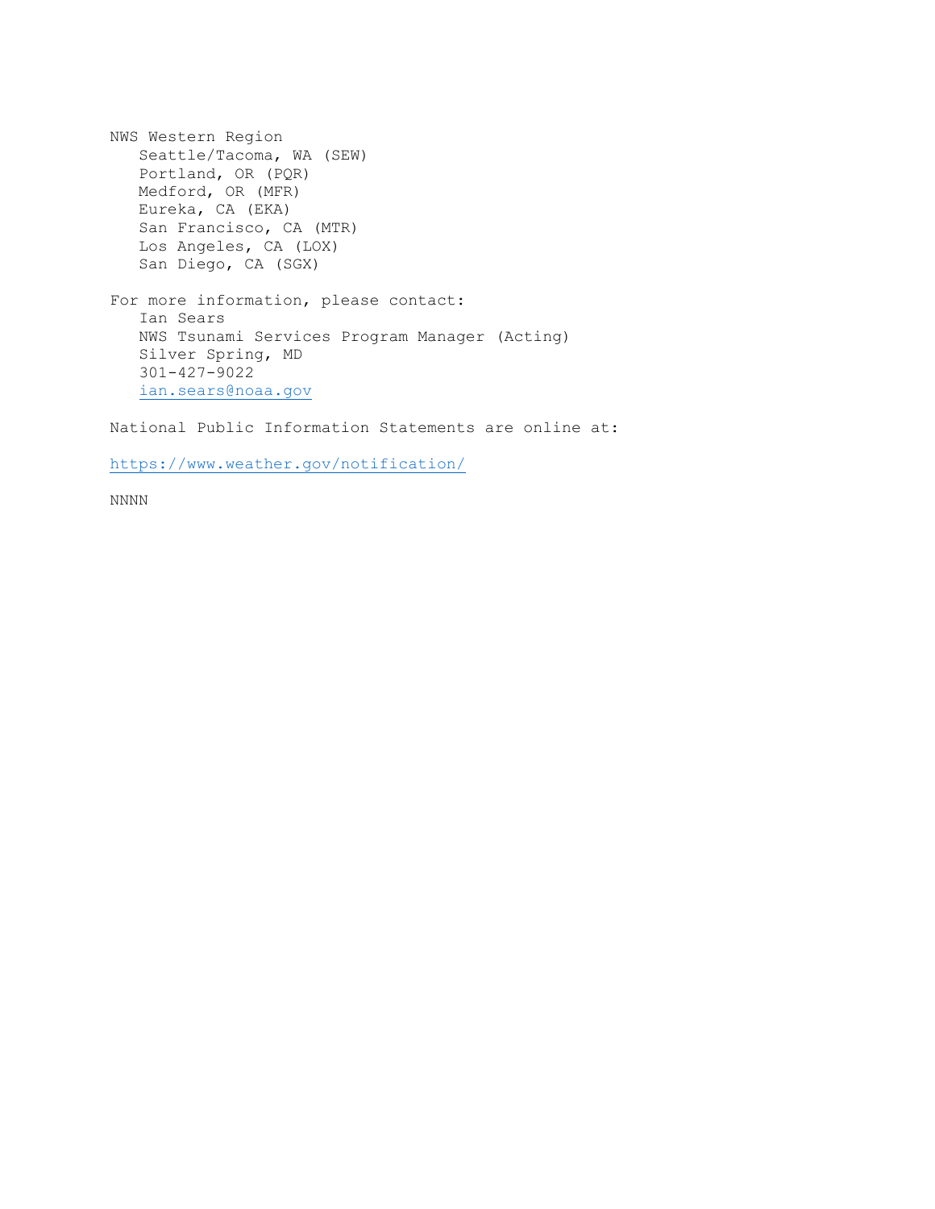NWS Western Region
   Seattle/Tacoma, WA (SEW)
   Portland, OR (PQR)
   Medford, OR (MFR)
   Eureka, CA (EKA)
   San Francisco, CA (MTR)
   Los Angeles, CA (LOX)
   San Diego, CA (SGX)

For more information, please contact:
   Ian Sears
   NWS Tsunami Services Program Manager (Acting)
   Silver Spring, MD
   301-427-9022
   ian.sears@noaa.gov

National Public Information Statements are online at:

https://www.weather.gov/notification/

NNNN